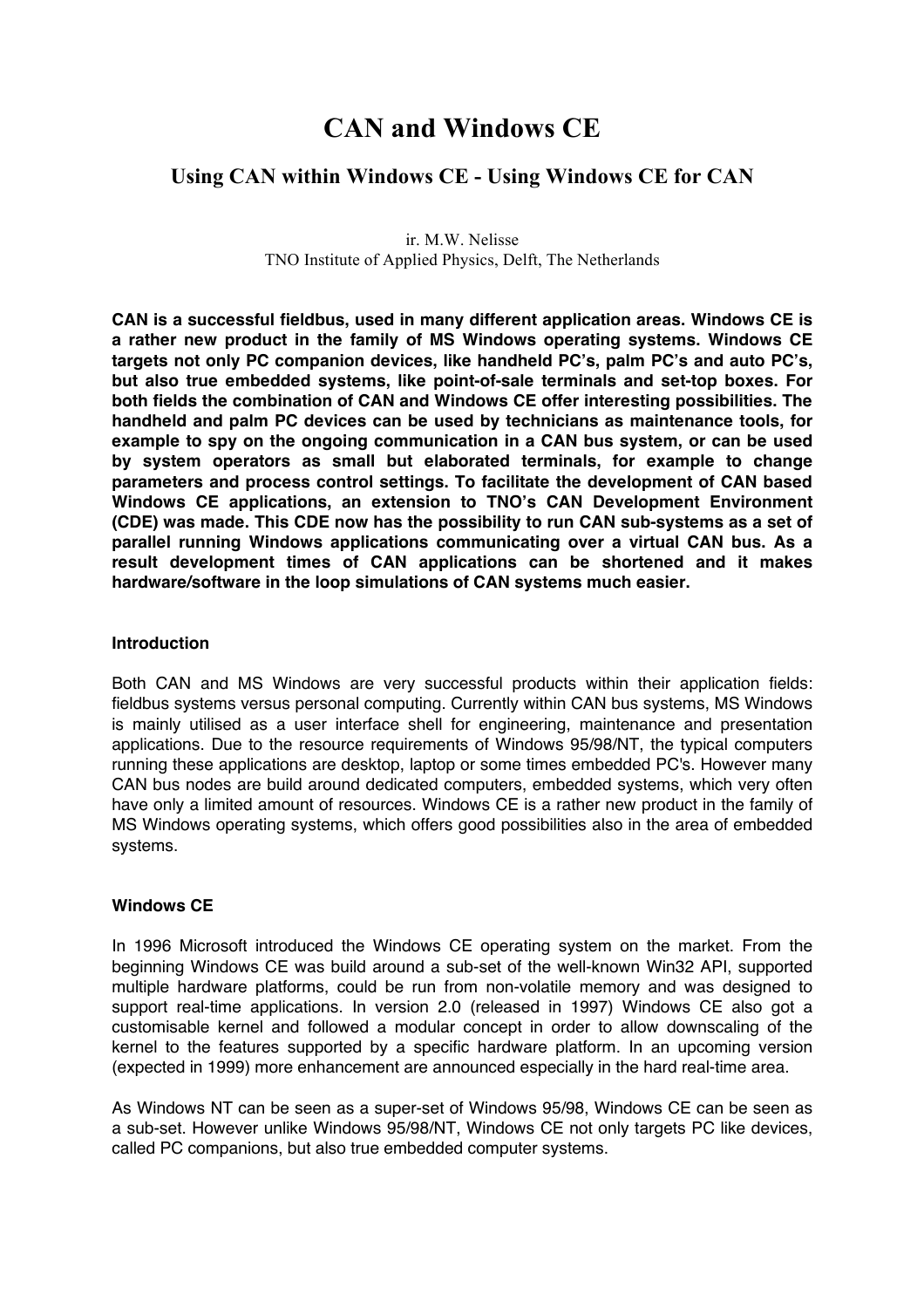# CAN and Windows CE

## Using CAN within Windows CE - Using Windows CE for CAN

ir. M.W. Nelisse
TNO Institute of Applied Physics, Delft, The Netherlands

**CAN is a successful fieldbus, used in many different application areas. Windows CE is a rather new product in the family of MS Windows operating systems. Windows CE targets not only PC companion devices, like handheld PC's, palm PC's and auto PC's, but also true embedded systems, like point-of-sale terminals and set-top boxes. For both fields the combination of CAN and Windows CE offer interesting possibilities. The handheld and palm PC devices can be used by technicians as maintenance tools, for example to spy on the ongoing communication in a CAN bus system, or can be used by system operators as small but elaborated terminals, for example to change parameters and process control settings. To facilitate the development of CAN based Windows CE applications, an extension to TNO's CAN Development Environment (CDE) was made. This CDE now has the possibility to run CAN sub-systems as a set of parallel running Windows applications communicating over a virtual CAN bus. As a result development times of CAN applications can be shortened and it makes hardware/software in the loop simulations of CAN systems much easier.**

### Introduction

Both CAN and MS Windows are very successful products within their application fields: fieldbus systems versus personal computing. Currently within CAN bus systems, MS Windows is mainly utilised as a user interface shell for engineering, maintenance and presentation applications. Due to the resource requirements of Windows 95/98/NT, the typical computers running these applications are desktop, laptop or some times embedded PC's. However many CAN bus nodes are build around dedicated computers, embedded systems, which very often have only a limited amount of resources. Windows CE is a rather new product in the family of MS Windows operating systems, which offers good possibilities also in the area of embedded systems.

### Windows CE

In 1996 Microsoft introduced the Windows CE operating system on the market. From the beginning Windows CE was build around a sub-set of the well-known Win32 API, supported multiple hardware platforms, could be run from non-volatile memory and was designed to support real-time applications. In version 2.0 (released in 1997) Windows CE also got a customisable kernel and followed a modular concept in order to allow downscaling of the kernel to the features supported by a specific hardware platform. In an upcoming version (expected in 1999) more enhancement are announced especially in the hard real-time area.

As Windows NT can be seen as a super-set of Windows 95/98, Windows CE can be seen as a sub-set. However unlike Windows 95/98/NT, Windows CE not only targets PC like devices, called PC companions, but also true embedded computer systems.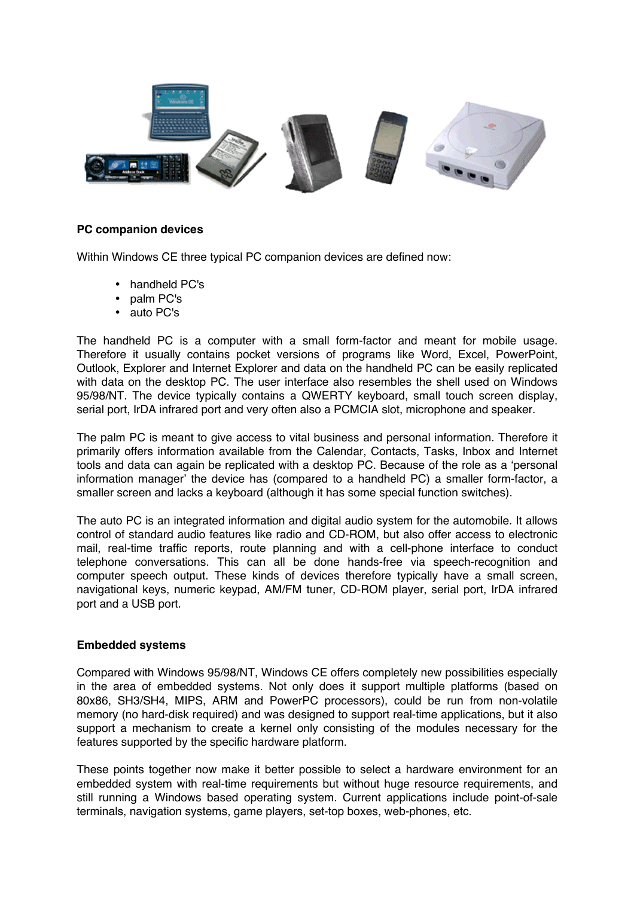**PC companion devices**

Within Windows CE three typical PC companion devices are defined now:

- handheld PC's
- palm PC's
- auto PC's

The handheld PC is a computer with a small form-factor and meant for mobile usage. Therefore it usually contains pocket versions of programs like Word, Excel, PowerPoint, Outlook, Explorer and Internet Explorer and data on the handheld PC can be easily replicated with data on the desktop PC. The user interface also resembles the shell used on Windows 95/98/NT. The device typically contains a QWERTY keyboard, small touch screen display, serial port, IrDA infrared port and very often also a PCMCIA slot, microphone and speaker.

The palm PC is meant to give access to vital business and personal information. Therefore it primarily offers information available from the Calendar, Contacts, Tasks, Inbox and Internet tools and data can again be replicated with a desktop PC. Because of the role as a 'personal information manager' the device has (compared to a handheld PC) a smaller form-factor, a smaller screen and lacks a keyboard (although it has some special function switches).

The auto PC is an integrated information and digital audio system for the automobile. It allows control of standard audio features like radio and CD-ROM, but also offer access to electronic mail, real-time traffic reports, route planning and with a cell-phone interface to conduct telephone conversations. This can all be done hands-free via speech-recognition and computer speech output. These kinds of devices therefore typically have a small screen, navigational keys, numeric keypad, AM/FM tuner, CD-ROM player, serial port, IrDA infrared port and a USB port.

**Embedded systems**

Compared with Windows 95/98/NT, Windows CE offers completely new possibilities especially in the area of embedded systems. Not only does it support multiple platforms (based on 80x86, SH3/SH4, MIPS, ARM and PowerPC processors), could be run from non-volatile memory (no hard-disk required) and was designed to support real-time applications, but it also support a mechanism to create a kernel only consisting of the modules necessary for the features supported by the specific hardware platform.

These points together now make it better possible to select a hardware environment for an embedded system with real-time requirements but without huge resource requirements, and still running a Windows based operating system. Current applications include point-of-sale terminals, navigation systems, game players, set-top boxes, web-phones, etc.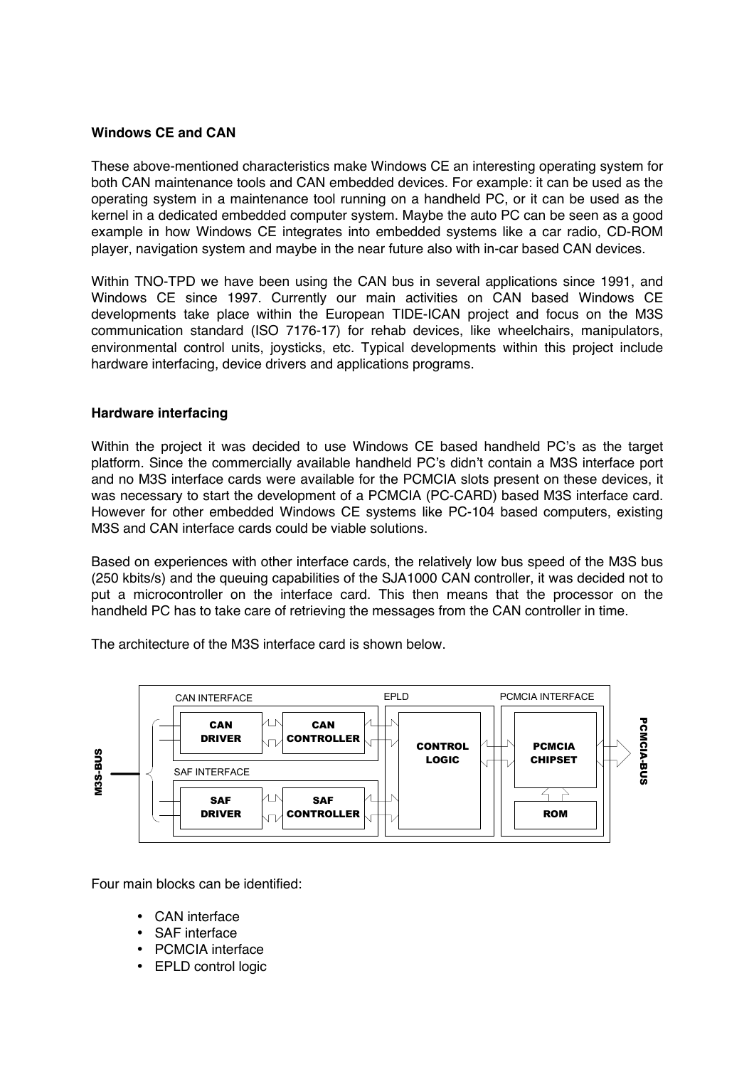## Windows CE and CAN

These above-mentioned characteristics make Windows CE an interesting operating system for both CAN maintenance tools and CAN embedded devices. For example: it can be used as the operating system in a maintenance tool running on a handheld PC, or it can be used as the kernel in a dedicated embedded computer system. Maybe the auto PC can be seen as a good example in how Windows CE integrates into embedded systems like a car radio, CD-ROM player, navigation system and maybe in the near future also with in-car based CAN devices.

Within TNO-TPD we have been using the CAN bus in several applications since 1991, and Windows CE since 1997. Currently our main activities on CAN based Windows CE developments take place within the European TIDE-ICAN project and focus on the M3S communication standard (ISO 7176-17) for rehab devices, like wheelchairs, manipulators, environmental control units, joysticks, etc. Typical developments within this project include hardware interfacing, device drivers and applications programs.

## Hardware interfacing

Within the project it was decided to use Windows CE based handheld PC's as the target platform. Since the commercially available handheld PC's didn't contain a M3S interface port and no M3S interface cards were available for the PCMCIA slots present on these devices, it was necessary to start the development of a PCMCIA (PC-CARD) based M3S interface card. However for other embedded Windows CE systems like PC-104 based computers, existing M3S and CAN interface cards could be viable solutions.

Based on experiences with other interface cards, the relatively low bus speed of the M3S bus (250 kbits/s) and the queuing capabilities of the SJA1000 CAN controller, it was decided not to put a microcontroller on the interface card. This then means that the processor on the handheld PC has to take care of retrieving the messages from the CAN controller in time.

The architecture of the M3S interface card is shown below.

M3S-BUS — CAN INTERFACE (CAN DRIVER, CAN CONTROLLER); SAF INTERFACE (SAF DRIVER, SAF CONTROLLER) — EPLD (CONTROL LOGIC) — PCMCIA INTERFACE (PCMCIA CHIPSET, ROM) — PCMCIA-BUS

Four main blocks can be identified:

- CAN interface
- SAF interface
- PCMCIA interface
- EPLD control logic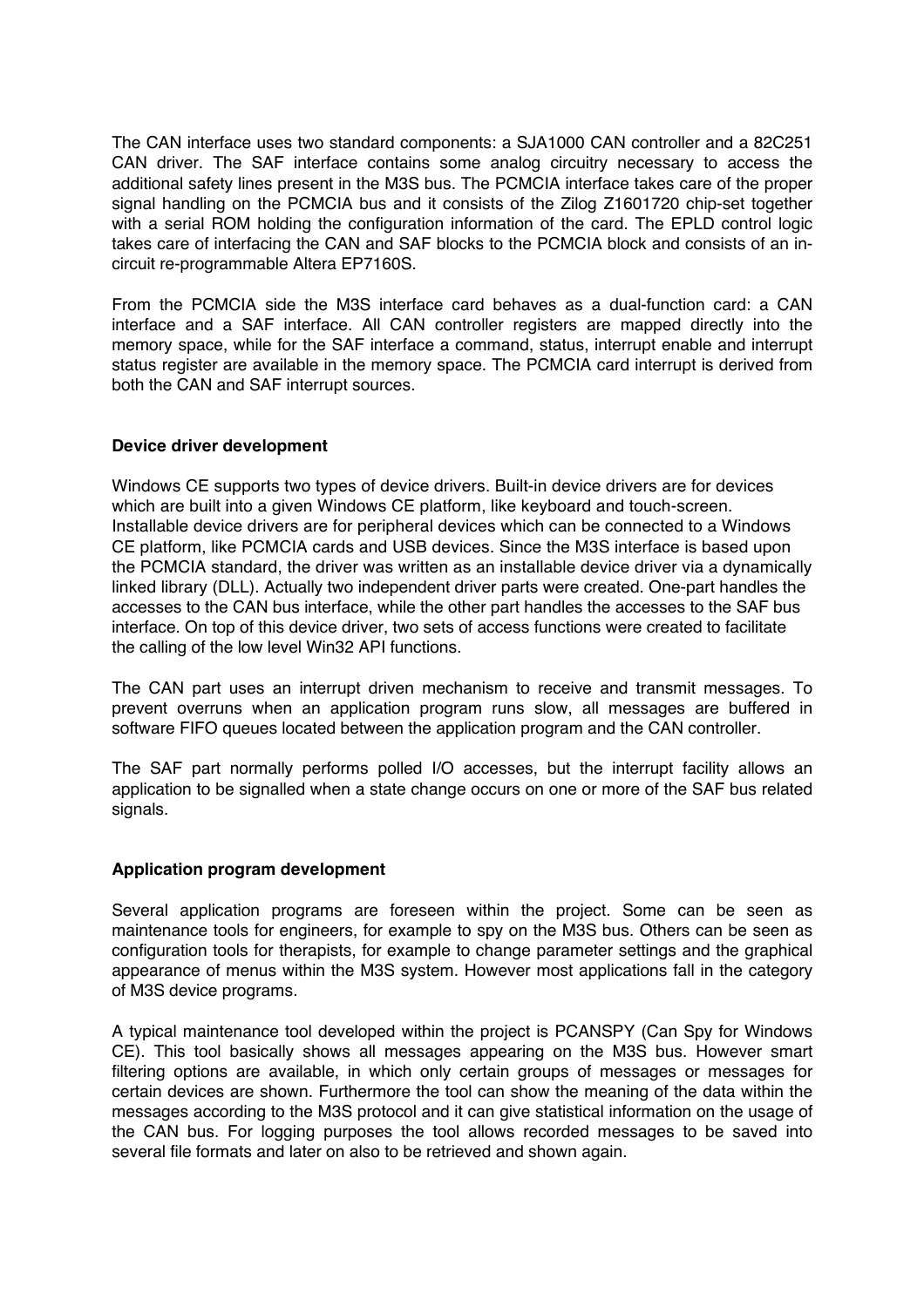The CAN interface uses two standard components: a SJA1000 CAN controller and a 82C251 CAN driver. The SAF interface contains some analog circuitry necessary to access the additional safety lines present in the M3S bus. The PCMCIA interface takes care of the proper signal handling on the PCMCIA bus and it consists of the Zilog Z1601720 chip-set together with a serial ROM holding the configuration information of the card. The EPLD control logic takes care of interfacing the CAN and SAF blocks to the PCMCIA block and consists of an in-circuit re-programmable Altera EP7160S.

From the PCMCIA side the M3S interface card behaves as a dual-function card: a CAN interface and a SAF interface. All CAN controller registers are mapped directly into the memory space, while for the SAF interface a command, status, interrupt enable and interrupt status register are available in the memory space. The PCMCIA card interrupt is derived from both the CAN and SAF interrupt sources.

**Device driver development**

Windows CE supports two types of device drivers. Built-in device drivers are for devices which are built into a given Windows CE platform, like keyboard and touch-screen. Installable device drivers are for peripheral devices which can be connected to a Windows CE platform, like PCMCIA cards and USB devices. Since the M3S interface is based upon the PCMCIA standard, the driver was written as an installable device driver via a dynamically linked library (DLL). Actually two independent driver parts were created. One-part handles the accesses to the CAN bus interface, while the other part handles the accesses to the SAF bus interface. On top of this device driver, two sets of access functions were created to facilitate the calling of the low level Win32 API functions.

The CAN part uses an interrupt driven mechanism to receive and transmit messages. To prevent overruns when an application program runs slow, all messages are buffered in software FIFO queues located between the application program and the CAN controller.

The SAF part normally performs polled I/O accesses, but the interrupt facility allows an application to be signalled when a state change occurs on one or more of the SAF bus related signals.

**Application program development**

Several application programs are foreseen within the project. Some can be seen as maintenance tools for engineers, for example to spy on the M3S bus. Others can be seen as configuration tools for therapists, for example to change parameter settings and the graphical appearance of menus within the M3S system. However most applications fall in the category of M3S device programs.

A typical maintenance tool developed within the project is PCANSPY (Can Spy for Windows CE). This tool basically shows all messages appearing on the M3S bus. However smart filtering options are available, in which only certain groups of messages or messages for certain devices are shown. Furthermore the tool can show the meaning of the data within the messages according to the M3S protocol and it can give statistical information on the usage of the CAN bus. For logging purposes the tool allows recorded messages to be saved into several file formats and later on also to be retrieved and shown again.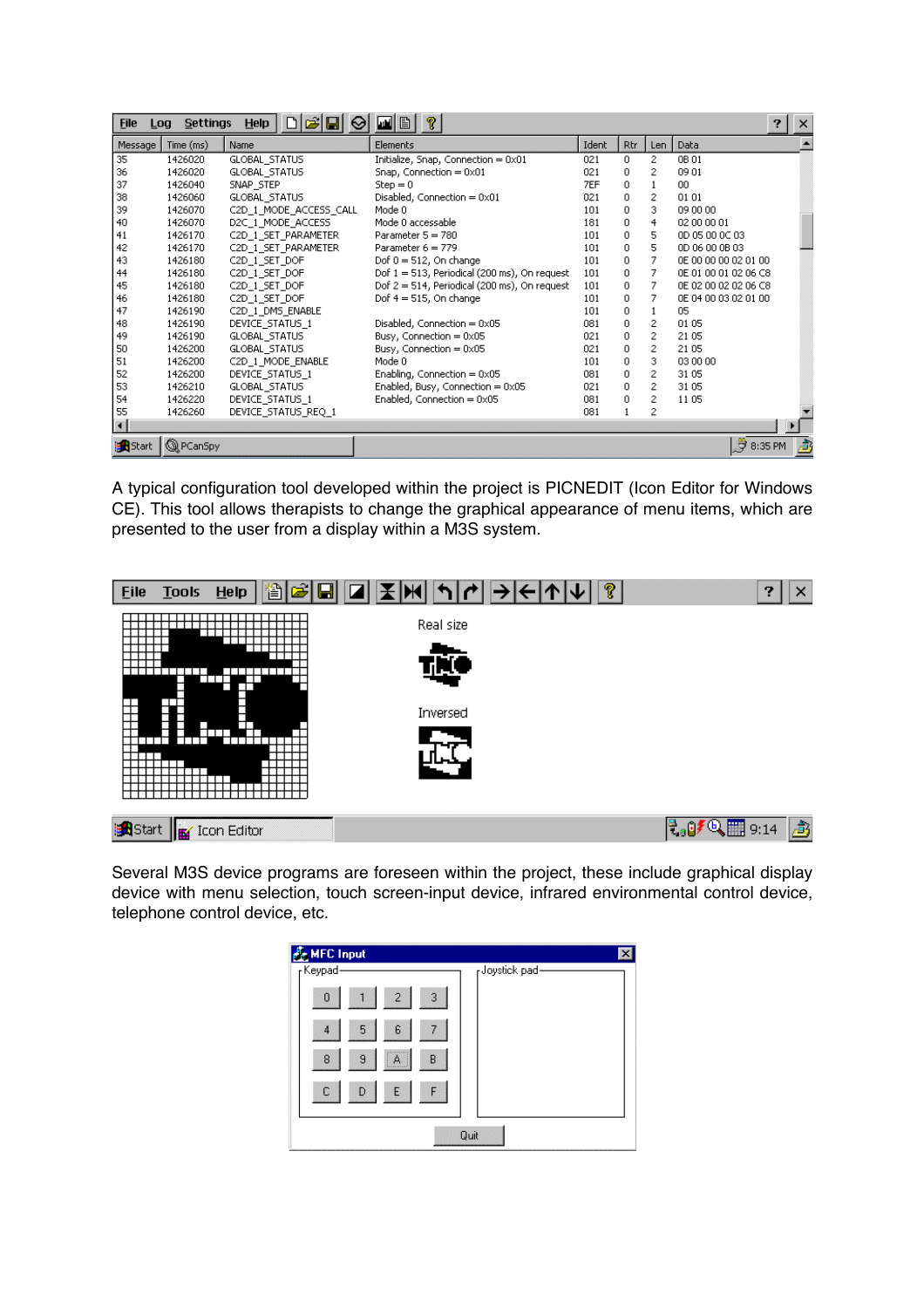| Message | Time (ms) | Name | Elements | Ident | Rtr | Len | Data |
|---|---|---|---|---|---|---|---|
| 35 | 1426020 | GLOBAL_STATUS | Initialize, Snap, Connection = 0x01 | 021 | 0 | 2 | 0B 01 |
| 36 | 1426020 | GLOBAL_STATUS | Snap, Connection = 0x01 | 021 | 0 | 2 | 09 01 |
| 37 | 1426040 | SNAP_STEP | Step = 0 | 7EF | 0 | 1 | 00 |
| 38 | 1426060 | GLOBAL_STATUS | Disabled, Connection = 0x01 | 021 | 0 | 2 | 01 01 |
| 39 | 1426070 | C2D_1_MODE_ACCESS_CALL | Mode 0 | 101 | 0 | 3 | 09 00 00 |
| 40 | 1426070 | D2C_1_MODE_ACCESS | Mode 0 accessable | 181 | 0 | 4 | 02 00 00 01 |
| 41 | 1426170 | C2D_1_SET_PARAMETER | Parameter 5 = 780 | 101 | 0 | 5 | 0D 05 00 0C 03 |
| 42 | 1426170 | C2D_1_SET_PARAMETER | Parameter 6 = 779 | 101 | 0 | 5 | 0D 06 00 0B 03 |
| 43 | 1426180 | C2D_1_SET_DOF | Dof 0 = 512, On change | 101 | 0 | 7 | 0E 00 00 00 02 01 00 |
| 44 | 1426180 | C2D_1_SET_DOF | Dof 1 = 513, Periodical (200 ms), On request | 101 | 0 | 7 | 0E 01 00 01 02 06 C8 |
| 45 | 1426180 | C2D_1_SET_DOF | Dof 2 = 514, Periodical (200 ms), On request | 101 | 0 | 7 | 0E 02 00 02 02 06 C8 |
| 46 | 1426180 | C2D_1_SET_DOF | Dof 4 = 515, On change | 101 | 0 | 7 | 0E 04 00 03 02 01 00 |
| 47 | 1426190 | C2D_1_DMS_ENABLE | | 101 | 0 | 1 | 05 |
| 48 | 1426190 | DEVICE_STATUS_1 | Disabled, Connection = 0x05 | 081 | 0 | 2 | 01 05 |
| 49 | 1426190 | GLOBAL_STATUS | Busy, Connection = 0x05 | 021 | 0 | 2 | 21 05 |
| 50 | 1426200 | GLOBAL_STATUS | Busy, Connection = 0x05 | 021 | 0 | 2 | 21 05 |
| 51 | 1426200 | C2D_1_MODE_ENABLE | Mode 0 | 101 | 0 | 3 | 03 00 00 |
| 52 | 1426200 | DEVICE_STATUS_1 | Enabling, Connection = 0x05 | 081 | 0 | 2 | 31 05 |
| 53 | 1426210 | GLOBAL_STATUS | Enabled, Busy, Connection = 0x05 | 021 | 0 | 2 | 31 05 |
| 54 | 1426220 | DEVICE_STATUS_1 | Enabled, Connection = 0x05 | 081 | 0 | 2 | 11 05 |
| 55 | 1426260 | DEVICE_STATUS_REQ_1 | | 081 | 1 | 2 | |

A typical configuration tool developed within the project is PICNEDIT (Icon Editor for Windows CE). This tool allows therapists to change the graphical appearance of menu items, which are presented to the user from a display within a M3S system.

Several M3S device programs are foreseen within the project, these include graphical display device with menu selection, touch screen-input device, infrared environmental control device, telephone control device, etc.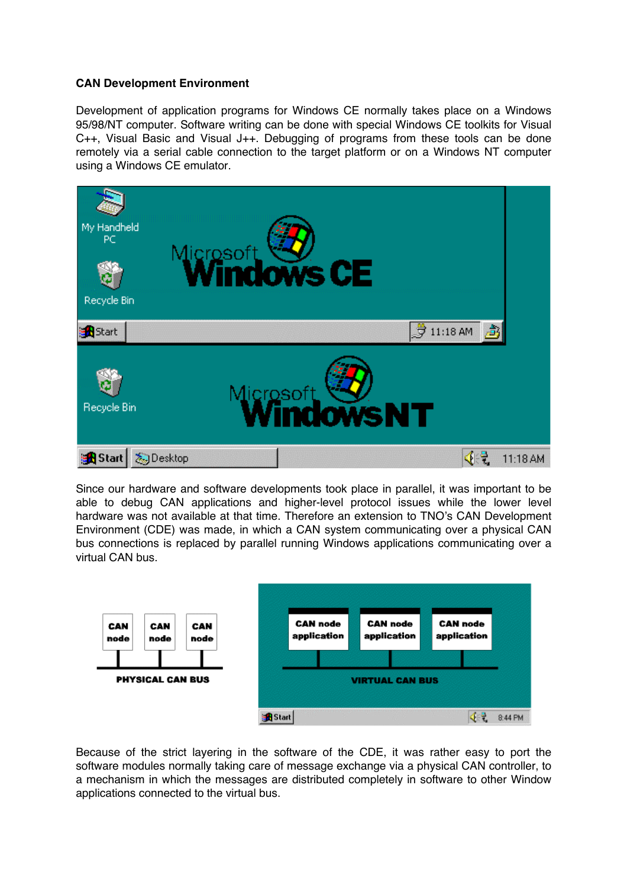**CAN Development Environment**

Development of application programs for Windows CE normally takes place on a Windows 95/98/NT computer. Software writing can be done with special Windows CE toolkits for Visual C++, Visual Basic and Visual J++. Debugging of programs from these tools can be done remotely via a serial cable connection to the target platform or on a Windows NT computer using a Windows CE emulator.

Since our hardware and software developments took place in parallel, it was important to be able to debug CAN applications and higher-level protocol issues while the lower level hardware was not available at that time. Therefore an extension to TNO's CAN Development Environment (CDE) was made, in which a CAN system communicating over a physical CAN bus connections is replaced by parallel running Windows applications communicating over a virtual CAN bus.

Because of the strict layering in the software of the CDE, it was rather easy to port the software modules normally taking care of message exchange via a physical CAN controller, to a mechanism in which the messages are distributed completely in software to other Window applications connected to the virtual bus.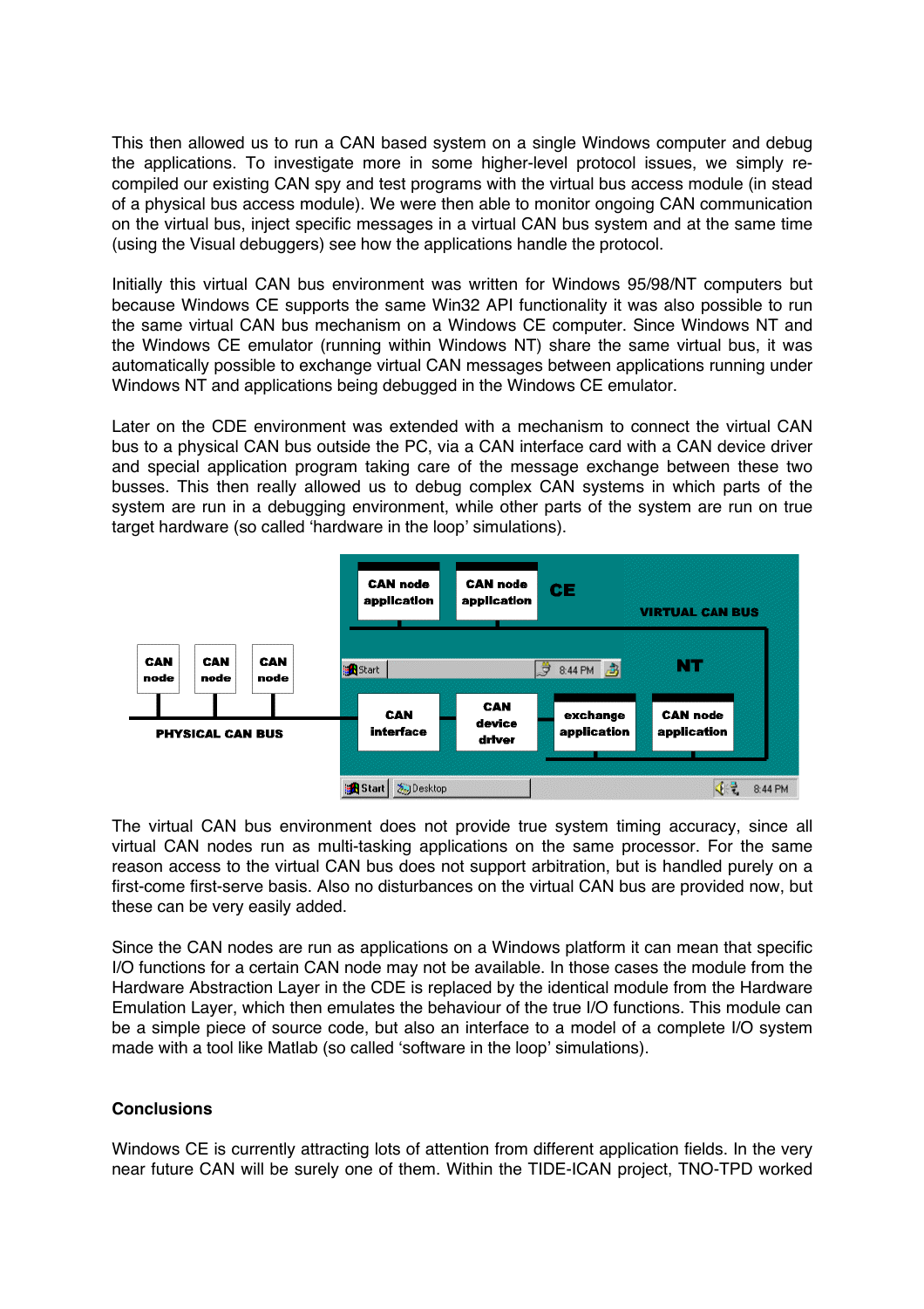This then allowed us to run a CAN based system on a single Windows computer and debug the applications. To investigate more in some higher-level protocol issues, we simply re-compiled our existing CAN spy and test programs with the virtual bus access module (in stead of a physical bus access module). We were then able to monitor ongoing CAN communication on the virtual bus, inject specific messages in a virtual CAN bus system and at the same time (using the Visual debuggers) see how the applications handle the protocol.

Initially this virtual CAN bus environment was written for Windows 95/98/NT computers but because Windows CE supports the same Win32 API functionality it was also possible to run the same virtual CAN bus mechanism on a Windows CE computer. Since Windows NT and the Windows CE emulator (running within Windows NT) share the same virtual bus, it was automatically possible to exchange virtual CAN messages between applications running under Windows NT and applications being debugged in the Windows CE emulator.

Later on the CDE environment was extended with a mechanism to connect the virtual CAN bus to a physical CAN bus outside the PC, via a CAN interface card with a CAN device driver and special application program taking care of the message exchange between these two busses. This then really allowed us to debug complex CAN systems in which parts of the system are run in a debugging environment, while other parts of the system are run on true target hardware (so called ‘hardware in the loop’ simulations).

The virtual CAN bus environment does not provide true system timing accuracy, since all virtual CAN nodes run as multi-tasking applications on the same processor. For the same reason access to the virtual CAN bus does not support arbitration, but is handled purely on a first-come first-serve basis. Also no disturbances on the virtual CAN bus are provided now, but these can be very easily added.

Since the CAN nodes are run as applications on a Windows platform it can mean that specific I/O functions for a certain CAN node may not be available. In those cases the module from the Hardware Abstraction Layer in the CDE is replaced by the identical module from the Hardware Emulation Layer, which then emulates the behaviour of the true I/O functions. This module can be a simple piece of source code, but also an interface to a model of a complete I/O system made with a tool like Matlab (so called ‘software in the loop’ simulations).

## Conclusions

Windows CE is currently attracting lots of attention from different application fields. In the very near future CAN will be surely one of them. Within the TIDE-ICAN project, TNO-TPD worked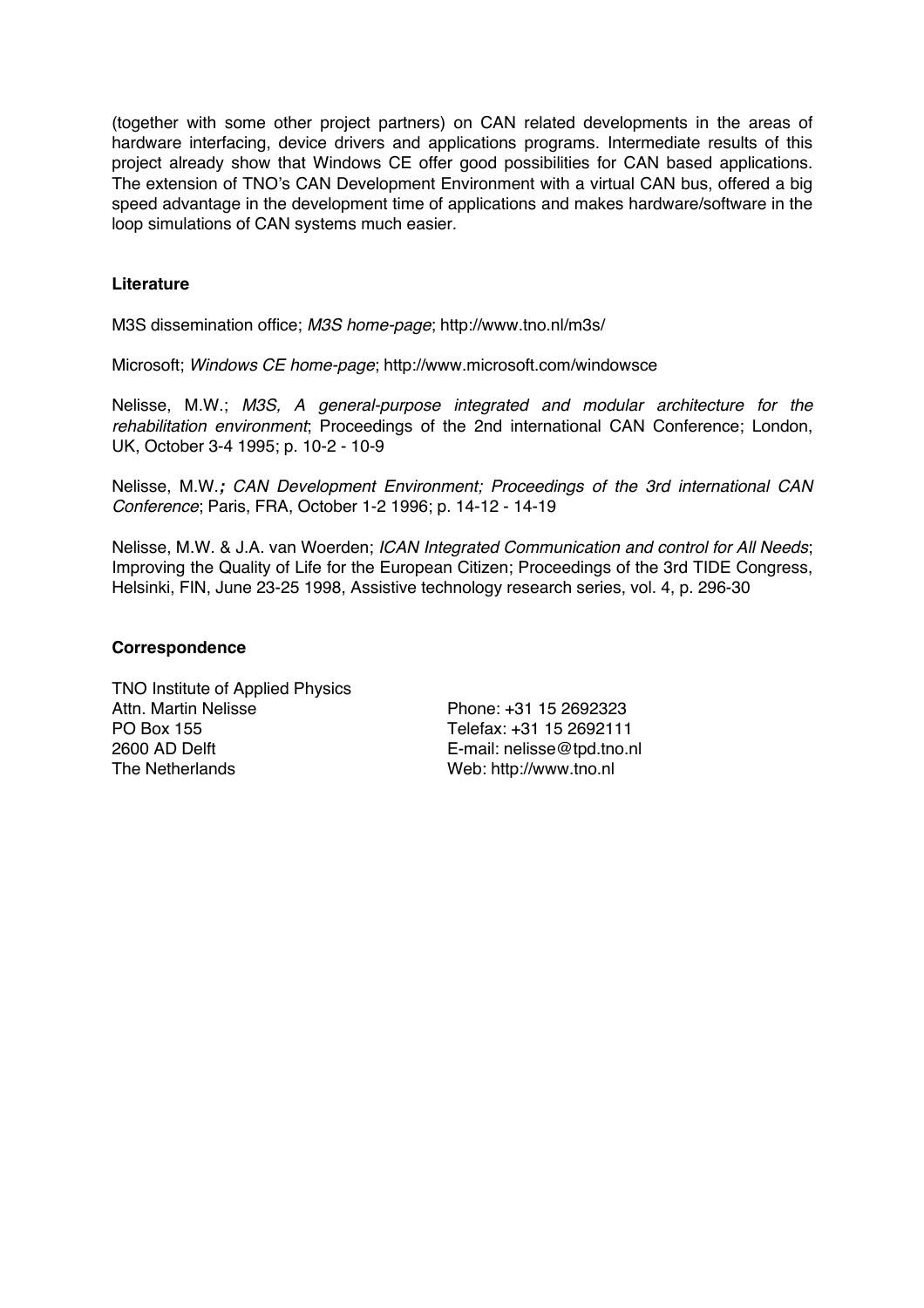(together with some other project partners) on CAN related developments in the areas of hardware interfacing, device drivers and applications programs. Intermediate results of this project already show that Windows CE offer good possibilities for CAN based applications. The extension of TNO's CAN Development Environment with a virtual CAN bus, offered a big speed advantage in the development time of applications and makes hardware/software in the loop simulations of CAN systems much easier.

**Literature**

M3S dissemination office; *M3S home-page*; http://www.tno.nl/m3s/

Microsoft; *Windows CE home-page*; http://www.microsoft.com/windowsce

Nelisse, M.W.; *M3S, A general-purpose integrated and modular architecture for the rehabilitation environment*; Proceedings of the 2nd international CAN Conference; London, UK, October 3-4 1995; p. 10-2 - 10-9

Nelisse, M.W.*; CAN Development Environment; Proceedings of the 3rd international CAN Conference*; Paris, FRA, October 1-2 1996; p. 14-12 - 14-19

Nelisse, M.W. & J.A. van Woerden; *ICAN Integrated Communication and control for All Needs*; Improving the Quality of Life for the European Citizen; Proceedings of the 3rd TIDE Congress, Helsinki, FIN, June 23-25 1998, Assistive technology research series, vol. 4, p. 296-30

**Correspondence**

TNO Institute of Applied Physics
Attn. Martin Nelisse
PO Box 155
2600 AD Delft
The Netherlands

Phone: +31 15 2692323
Telefax: +31 15 2692111
E-mail: nelisse@tpd.tno.nl
Web: http://www.tno.nl